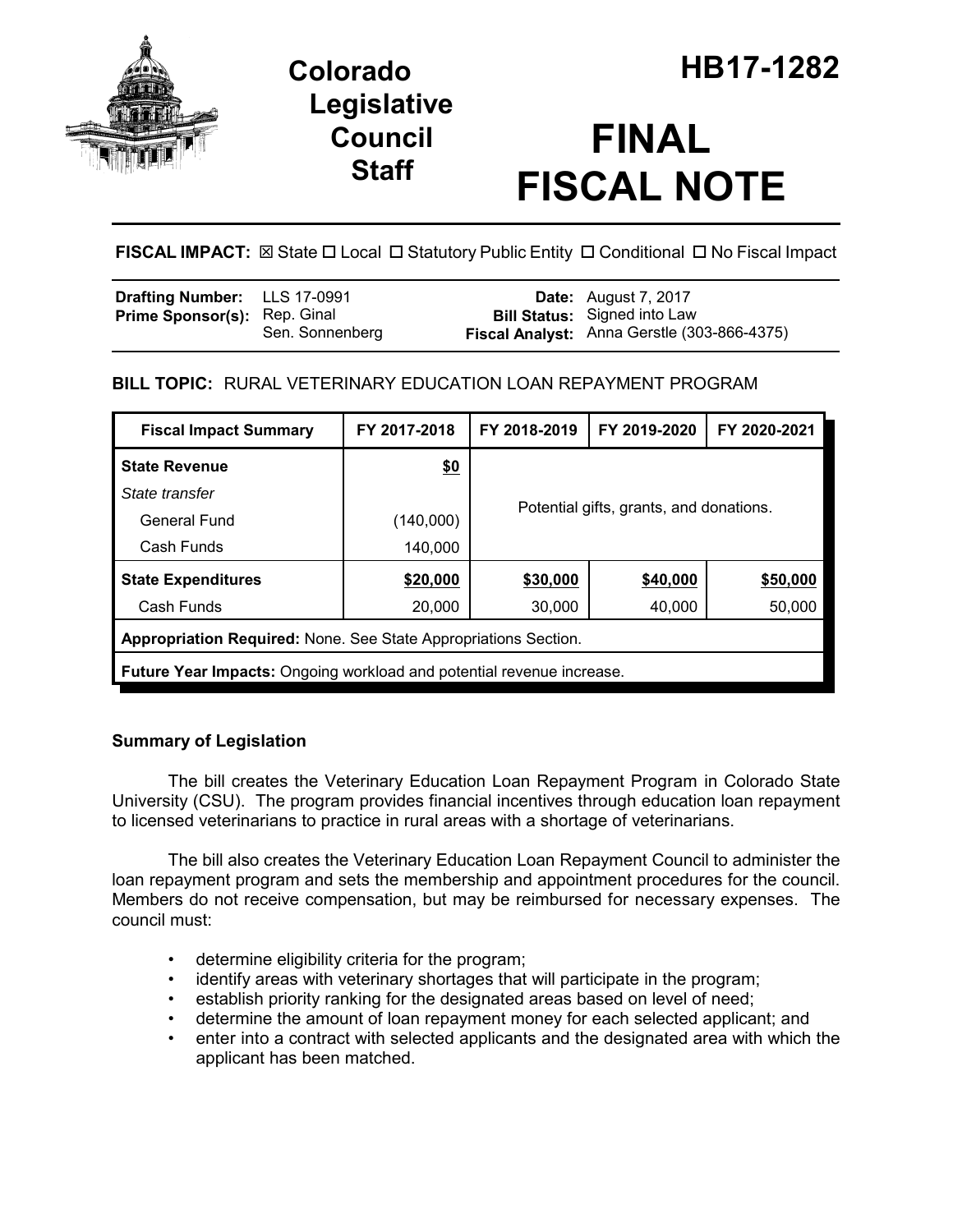# Colorado Legislative Council Staff

# HB17-1282

# FINAL FISCAL NOTE

**FISCAL IMPACT:** ☒ State ☐ Local ☐ Statutory Public Entity ☐ Conditional ☐ No Fiscal Impact

| | | | |
|---|---|---|---|
| **Drafting Number:** | LLS 17-0991 | **Date:** | August 7, 2017 |
| **Prime Sponsor(s):** | Rep. Ginal<br>Sen. Sonnenberg | **Bill Status:** | Signed into Law |
| | | **Fiscal Analyst:** | Anna Gerstle (303-866-4375) |

**BILL TOPIC:** RURAL VETERINARY EDUCATION LOAN REPAYMENT PROGRAM

| Fiscal Impact Summary | FY 2017-2018 | FY 2018-2019 | FY 2019-2020 | FY 2020-2021 |
|---|---|---|---|---|
| **State Revenue** | **$0** | Potential gifts, grants, and donations. | | |
| *State transfer* | | | | |
| General Fund | (140,000) | | | |
| Cash Funds | 140,000 | | | |
| **State Expenditures** | **$20,000** | **$30,000** | **$40,000** | **$50,000** |
| Cash Funds | 20,000 | 30,000 | 40,000 | 50,000 |
| **Appropriation Required:** None. See State Appropriations Section. | | | | |
| **Future Year Impacts:** Ongoing workload and potential revenue increase. | | | | |

### Summary of Legislation

The bill creates the Veterinary Education Loan Repayment Program in Colorado State University (CSU). The program provides financial incentives through education loan repayment to licensed veterinarians to practice in rural areas with a shortage of veterinarians.

The bill also creates the Veterinary Education Loan Repayment Council to administer the loan repayment program and sets the membership and appointment procedures for the council. Members do not receive compensation, but may be reimbursed for necessary expenses. The council must:

- determine eligibility criteria for the program;
- identify areas with veterinary shortages that will participate in the program;
- establish priority ranking for the designated areas based on level of need;
- determine the amount of loan repayment money for each selected applicant; and
- enter into a contract with selected applicants and the designated area with which the applicant has been matched.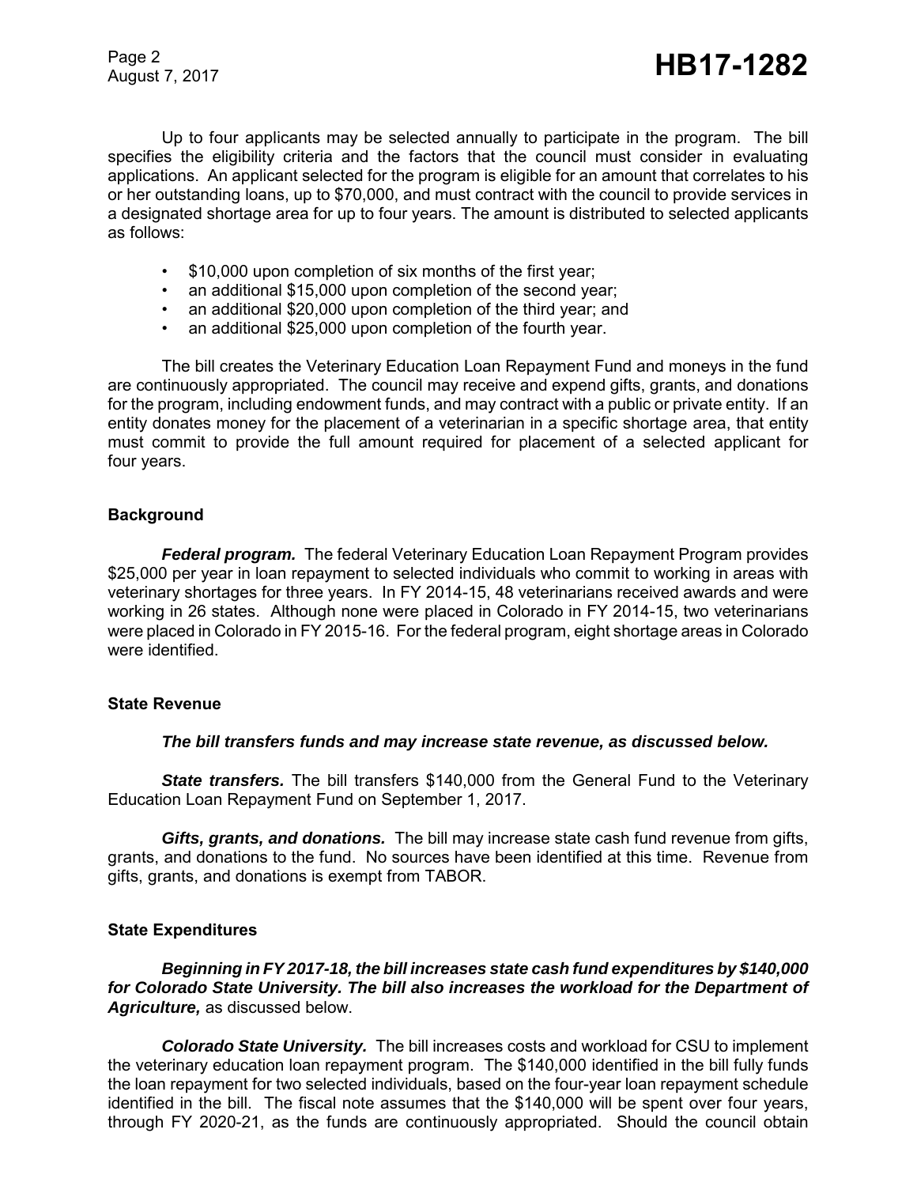Up to four applicants may be selected annually to participate in the program. The bill specifies the eligibility criteria and the factors that the council must consider in evaluating applications. An applicant selected for the program is eligible for an amount that correlates to his or her outstanding loans, up to $70,000, and must contract with the council to provide services in a designated shortage area for up to four years. The amount is distributed to selected applicants as follows:

- $10,000 upon completion of six months of the first year;
- an additional $15,000 upon completion of the second year;
- an additional $20,000 upon completion of the third year; and
- an additional $25,000 upon completion of the fourth year.

The bill creates the Veterinary Education Loan Repayment Fund and moneys in the fund are continuously appropriated. The council may receive and expend gifts, grants, and donations for the program, including endowment funds, and may contract with a public or private entity. If an entity donates money for the placement of a veterinarian in a specific shortage area, that entity must commit to provide the full amount required for placement of a selected applicant for four years.

### Background

***Federal program.*** The federal Veterinary Education Loan Repayment Program provides $25,000 per year in loan repayment to selected individuals who commit to working in areas with veterinary shortages for three years. In FY 2014-15, 48 veterinarians received awards and were working in 26 states. Although none were placed in Colorado in FY 2014-15, two veterinarians were placed in Colorado in FY 2015-16. For the federal program, eight shortage areas in Colorado were identified.

### State Revenue

***The bill transfers funds and may increase state revenue, as discussed below.***

***State transfers.*** The bill transfers $140,000 from the General Fund to the Veterinary Education Loan Repayment Fund on September 1, 2017.

***Gifts, grants, and donations.*** The bill may increase state cash fund revenue from gifts, grants, and donations to the fund. No sources have been identified at this time. Revenue from gifts, grants, and donations is exempt from TABOR.

### State Expenditures

***Beginning in FY 2017-18, the bill increases state cash fund expenditures by $140,000 for Colorado State University. The bill also increases the workload for the Department of Agriculture,*** as discussed below.

***Colorado State University.*** The bill increases costs and workload for CSU to implement the veterinary education loan repayment program. The $140,000 identified in the bill fully funds the loan repayment for two selected individuals, based on the four-year loan repayment schedule identified in the bill. The fiscal note assumes that the $140,000 will be spent over four years, through FY 2020-21, as the funds are continuously appropriated. Should the council obtain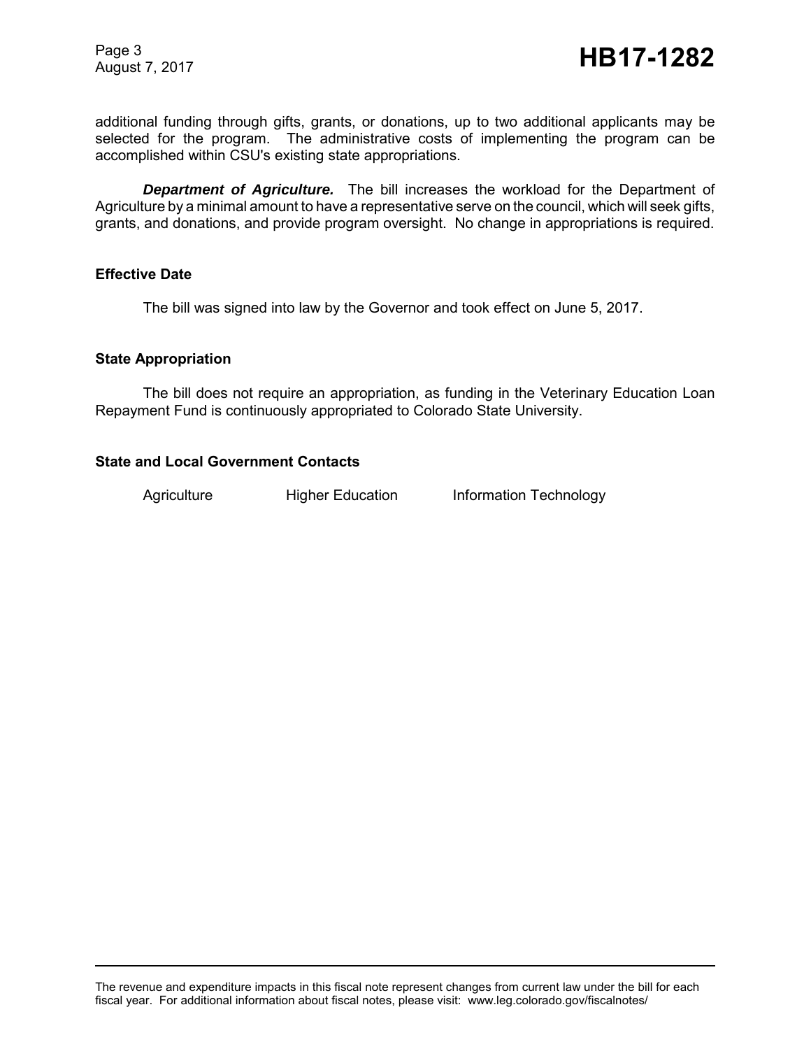additional funding through gifts, grants, or donations, up to two additional applicants may be selected for the program. The administrative costs of implementing the program can be accomplished within CSU's existing state appropriations.

***Department of Agriculture.*** The bill increases the workload for the Department of Agriculture by a minimal amount to have a representative serve on the council, which will seek gifts, grants, and donations, and provide program oversight. No change in appropriations is required.

### Effective Date

The bill was signed into law by the Governor and took effect on June 5, 2017.

### State Appropriation

The bill does not require an appropriation, as funding in the Veterinary Education Loan Repayment Fund is continuously appropriated to Colorado State University.

### State and Local Government Contacts

Agriculture     Higher Education     Information Technology

The revenue and expenditure impacts in this fiscal note represent changes from current law under the bill for each fiscal year. For additional information about fiscal notes, please visit: www.leg.colorado.gov/fiscalnotes/